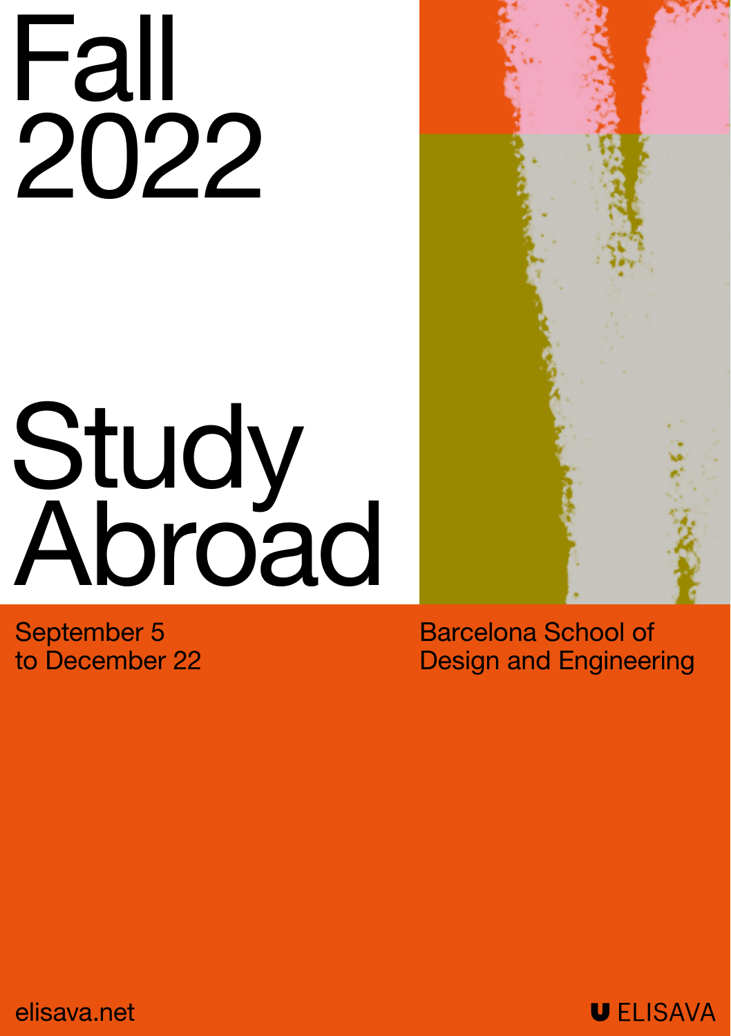# Fall 2022

# Study Abroad

September 5
to December 22

Barcelona School of
Design and Engineering

elisava.net

ELISAVA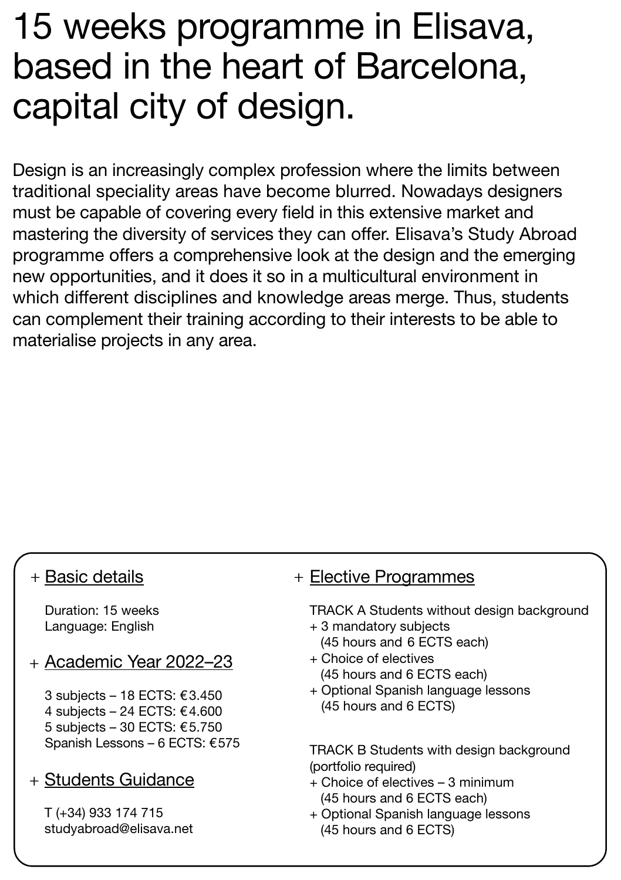# 15 weeks programme in Elisava, based in the heart of Barcelona, capital city of design.

Design is an increasingly complex profession where the limits between traditional speciality areas have become blurred. Nowadays designers must be capable of covering every field in this extensive market and mastering the diversity of services they can offer. Elisava's Study Abroad programme offers a comprehensive look at the design and the emerging new opportunities, and it does it so in a multicultural environment in which different disciplines and knowledge areas merge. Thus, students can complement their training according to their interests to be able to materialise projects in any area.

## + Basic details

Duration: 15 weeks
Language: English

## + Academic Year 2022–23

3 subjects – 18 ECTS: €3.450
4 subjects – 24 ECTS: €4.600
5 subjects – 30 ECTS: €5.750
Spanish Lessons – 6 ECTS: €575

## + Students Guidance

T (+34) 933 174 715
studyabroad@elisava.net

## + Elective Programmes

TRACK A Students without design background

+ 3 mandatory subjects
  (45 hours and 6 ECTS each)
+ Choice of electives
  (45 hours and 6 ECTS each)
+ Optional Spanish language lessons
  (45 hours and 6 ECTS)

TRACK B Students with design background
(portfolio required)

+ Choice of electives – 3 minimum
  (45 hours and 6 ECTS each)
+ Optional Spanish language lessons
  (45 hours and 6 ECTS)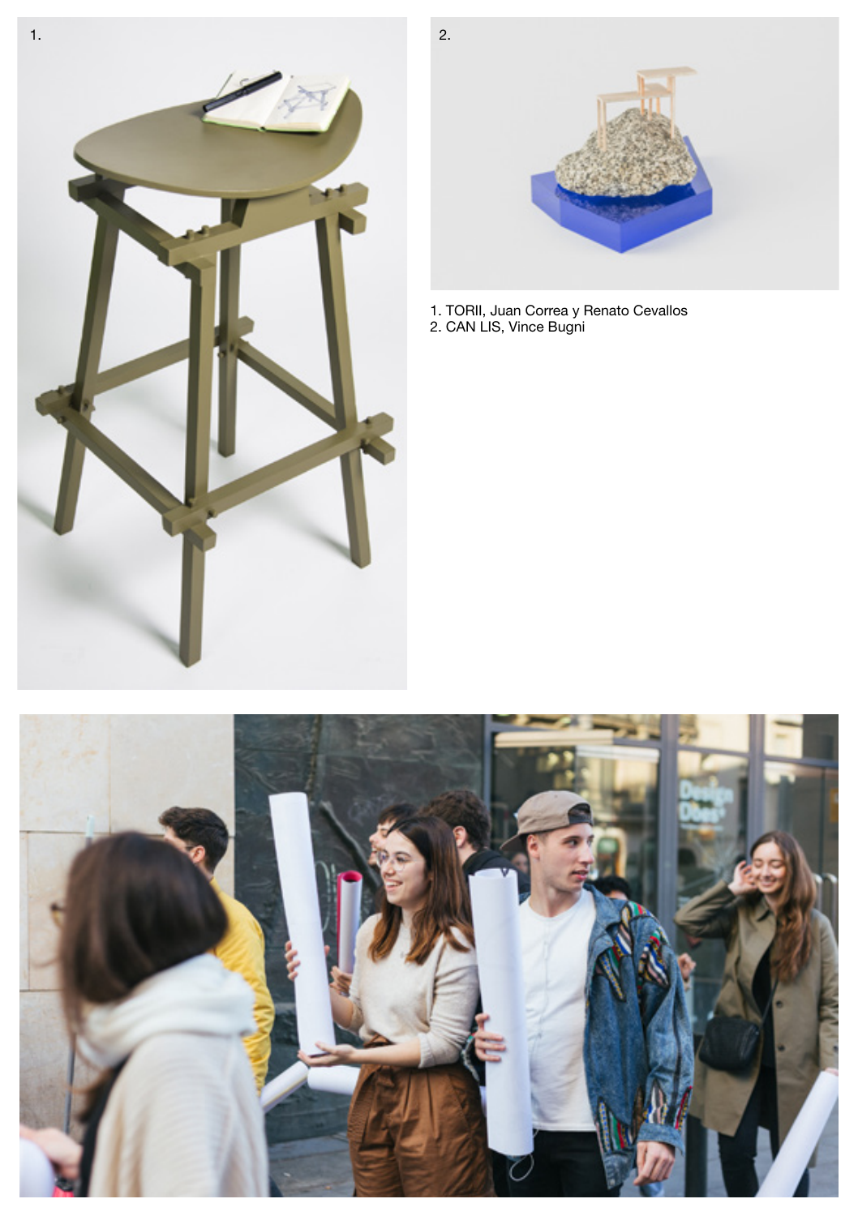1.

2.

1. TORII, Juan Correa y Renato Cevallos
2. CAN LIS, Vince Bugni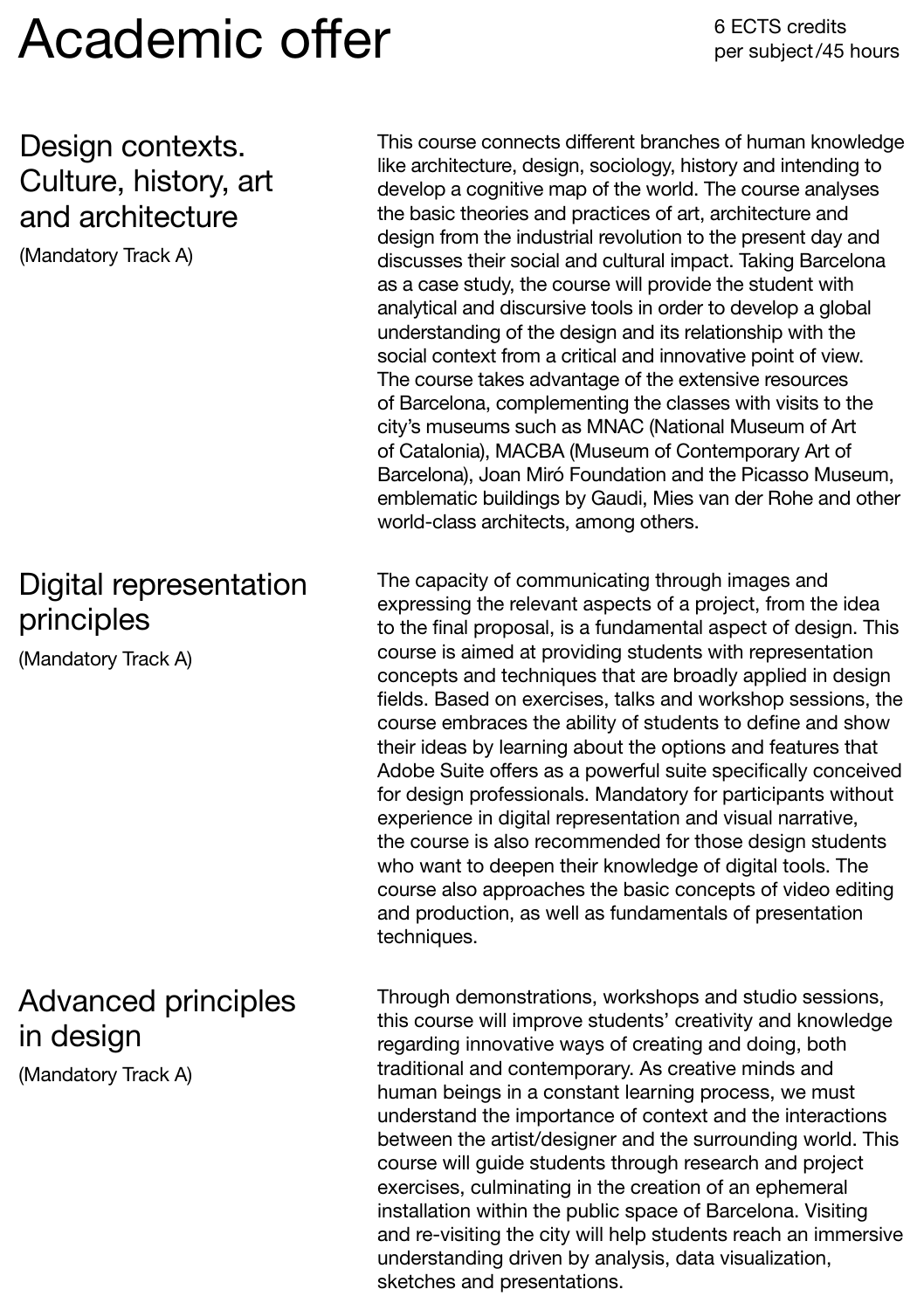# Academic offer

6 ECTS credits per subject/45 hours

## Design contexts. Culture, history, art and architecture

(Mandatory Track A)

This course connects different branches of human knowledge like architecture, design, sociology, history and intending to develop a cognitive map of the world. The course analyses the basic theories and practices of art, architecture and design from the industrial revolution to the present day and discusses their social and cultural impact. Taking Barcelona as a case study, the course will provide the student with analytical and discursive tools in order to develop a global understanding of the design and its relationship with the social context from a critical and innovative point of view. The course takes advantage of the extensive resources of Barcelona, complementing the classes with visits to the city's museums such as MNAC (National Museum of Art of Catalonia), MACBA (Museum of Contemporary Art of Barcelona), Joan Miró Foundation and the Picasso Museum, emblematic buildings by Gaudi, Mies van der Rohe and other world-class architects, among others.

## Digital representation principles

(Mandatory Track A)

The capacity of communicating through images and expressing the relevant aspects of a project, from the idea to the final proposal, is a fundamental aspect of design. This course is aimed at providing students with representation concepts and techniques that are broadly applied in design fields. Based on exercises, talks and workshop sessions, the course embraces the ability of students to define and show their ideas by learning about the options and features that Adobe Suite offers as a powerful suite specifically conceived for design professionals. Mandatory for participants without experience in digital representation and visual narrative, the course is also recommended for those design students who want to deepen their knowledge of digital tools. The course also approaches the basic concepts of video editing and production, as well as fundamentals of presentation techniques.

## Advanced principles in design

(Mandatory Track A)

Through demonstrations, workshops and studio sessions, this course will improve students' creativity and knowledge regarding innovative ways of creating and doing, both traditional and contemporary. As creative minds and human beings in a constant learning process, we must understand the importance of context and the interactions between the artist/designer and the surrounding world. This course will guide students through research and project exercises, culminating in the creation of an ephemeral installation within the public space of Barcelona. Visiting and re-visiting the city will help students reach an immersive understanding driven by analysis, data visualization, sketches and presentations.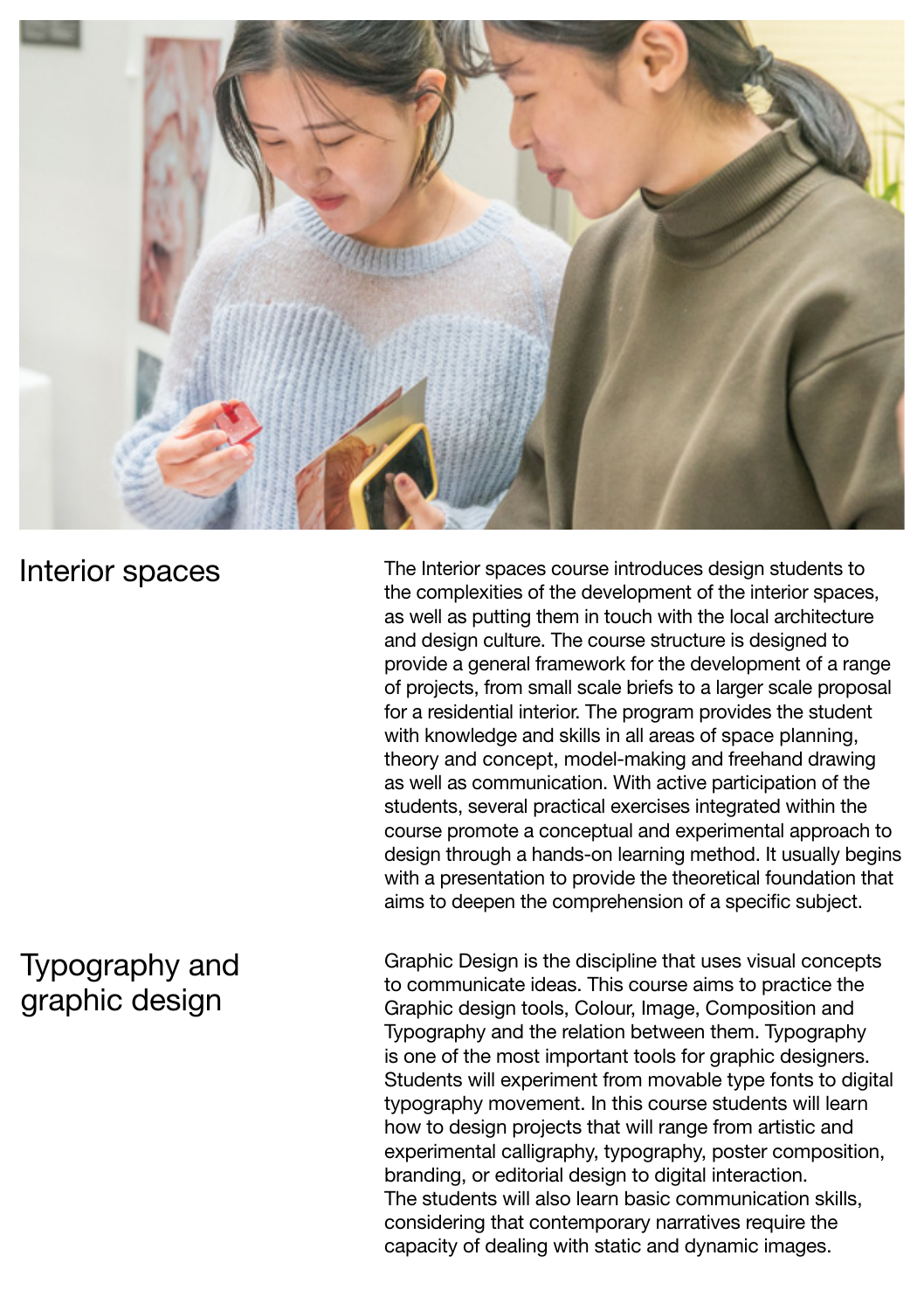## Interior spaces

The Interior spaces course introduces design students to the complexities of the development of the interior spaces, as well as putting them in touch with the local architecture and design culture. The course structure is designed to provide a general framework for the development of a range of projects, from small scale briefs to a larger scale proposal for a residential interior. The program provides the student with knowledge and skills in all areas of space planning, theory and concept, model-making and freehand drawing as well as communication. With active participation of the students, several practical exercises integrated within the course promote a conceptual and experimental approach to design through a hands-on learning method. It usually begins with a presentation to provide the theoretical foundation that aims to deepen the comprehension of a specific subject.

## Typography and graphic design

Graphic Design is the discipline that uses visual concepts to communicate ideas. This course aims to practice the Graphic design tools, Colour, Image, Composition and Typography and the relation between them. Typography is one of the most important tools for graphic designers. Students will experiment from movable type fonts to digital typography movement. In this course students will learn how to design projects that will range from artistic and experimental calligraphy, typography, poster composition, branding, or editorial design to digital interaction.
The students will also learn basic communication skills, considering that contemporary narratives require the capacity of dealing with static and dynamic images.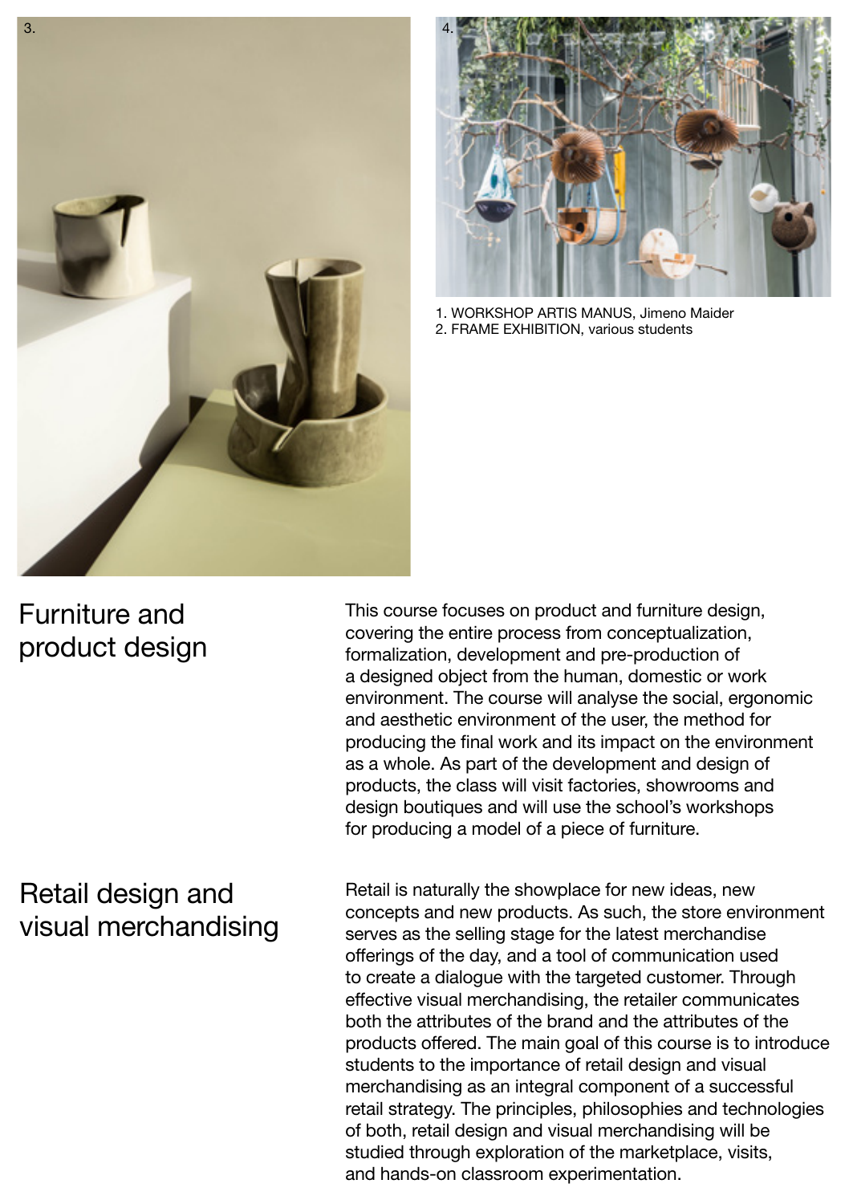3.

4.

1. WORKSHOP ARTIS MANUS, Jimeno Maider
2. FRAME EXHIBITION, various students

## Furniture and product design

This course focuses on product and furniture design, covering the entire process from conceptualization, formalization, development and pre-production of a designed object from the human, domestic or work environment. The course will analyse the social, ergonomic and aesthetic environment of the user, the method for producing the final work and its impact on the environment as a whole. As part of the development and design of products, the class will visit factories, showrooms and design boutiques and will use the school's workshops for producing a model of a piece of furniture.

## Retail design and visual merchandising

Retail is naturally the showplace for new ideas, new concepts and new products. As such, the store environment serves as the selling stage for the latest merchandise offerings of the day, and a tool of communication used to create a dialogue with the targeted customer. Through effective visual merchandising, the retailer communicates both the attributes of the brand and the attributes of the products offered. The main goal of this course is to introduce students to the importance of retail design and visual merchandising as an integral component of a successful retail strategy. The principles, philosophies and technologies of both, retail design and visual merchandising will be studied through exploration of the marketplace, visits, and hands-on classroom experimentation.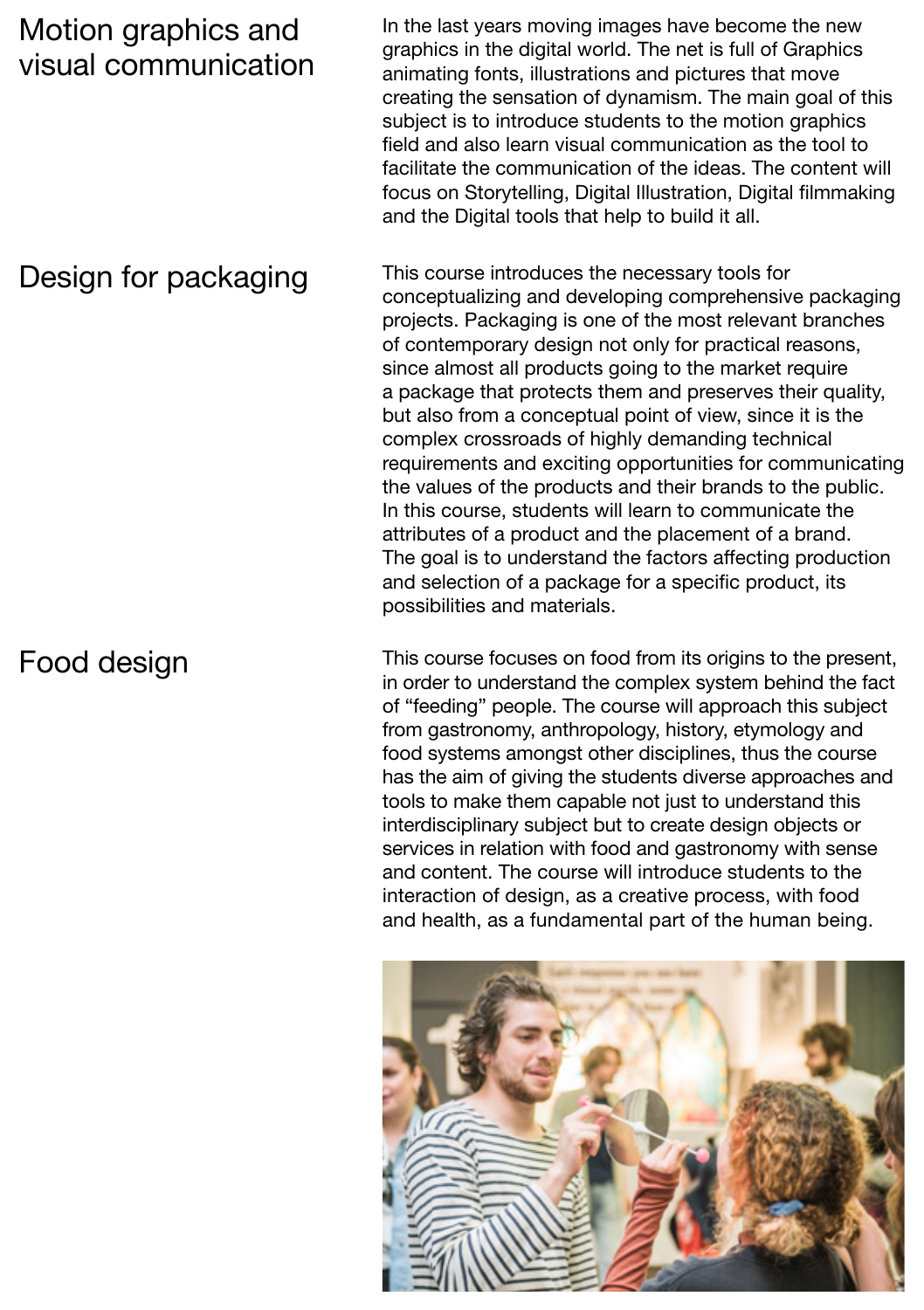## Motion graphics and visual communication

In the last years moving images have become the new graphics in the digital world. The net is full of Graphics animating fonts, illustrations and pictures that move creating the sensation of dynamism. The main goal of this subject is to introduce students to the motion graphics field and also learn visual communication as the tool to facilitate the communication of the ideas. The content will focus on Storytelling, Digital Illustration, Digital filmmaking and the Digital tools that help to build it all.

## Design for packaging

This course introduces the necessary tools for conceptualizing and developing comprehensive packaging projects. Packaging is one of the most relevant branches of contemporary design not only for practical reasons, since almost all products going to the market require a package that protects them and preserves their quality, but also from a conceptual point of view, since it is the complex crossroads of highly demanding technical requirements and exciting opportunities for communicating the values of the products and their brands to the public. In this course, students will learn to communicate the attributes of a product and the placement of a brand. The goal is to understand the factors affecting production and selection of a package for a specific product, its possibilities and materials.

## Food design

This course focuses on food from its origins to the present, in order to understand the complex system behind the fact of "feeding" people. The course will approach this subject from gastronomy, anthropology, history, etymology and food systems amongst other disciplines, thus the course has the aim of giving the students diverse approaches and tools to make them capable not just to understand this interdisciplinary subject but to create design objects or services in relation with food and gastronomy with sense and content. The course will introduce students to the interaction of design, as a creative process, with food and health, as a fundamental part of the human being.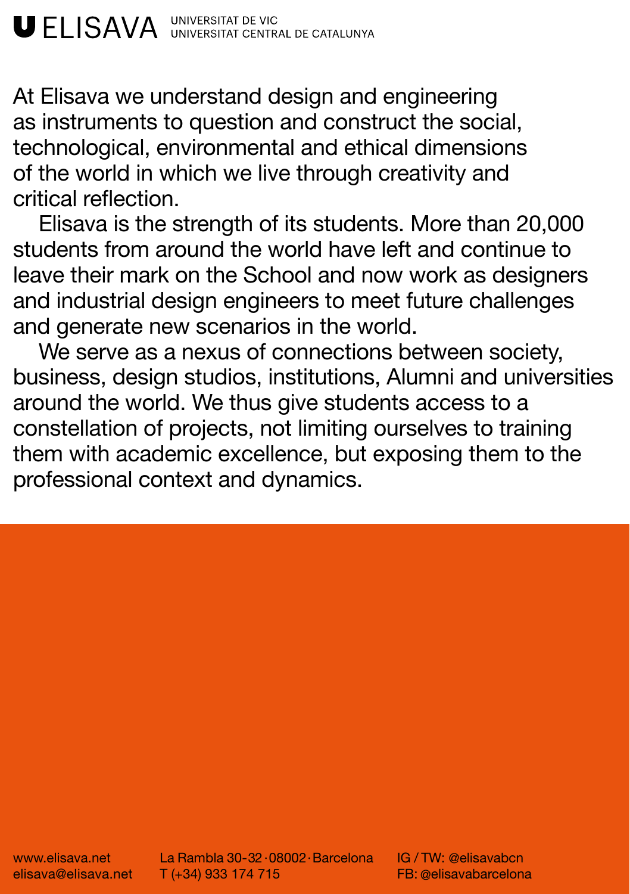U ELISAVA UNIVERSITAT DE VIC UNIVERSITAT CENTRAL DE CATALUNYA

At Elisava we understand design and engineering as instruments to question and construct the social, technological, environmental and ethical dimensions of the world in which we live through creativity and critical reflection.

Elisava is the strength of its students. More than 20,000 students from around the world have left and continue to leave their mark on the School and now work as designers and industrial design engineers to meet future challenges and generate new scenarios in the world.

We serve as a nexus of connections between society, business, design studios, institutions, Alumni and universities around the world. We thus give students access to a constellation of projects, not limiting ourselves to training them with academic excellence, but exposing them to the professional context and dynamics.

www.elisava.net
elisava@elisava.net

La Rambla 30-32 · 08002 · Barcelona
T (+34) 933 174 715

IG / TW: @elisavabcn
FB: @elisavabarcelona